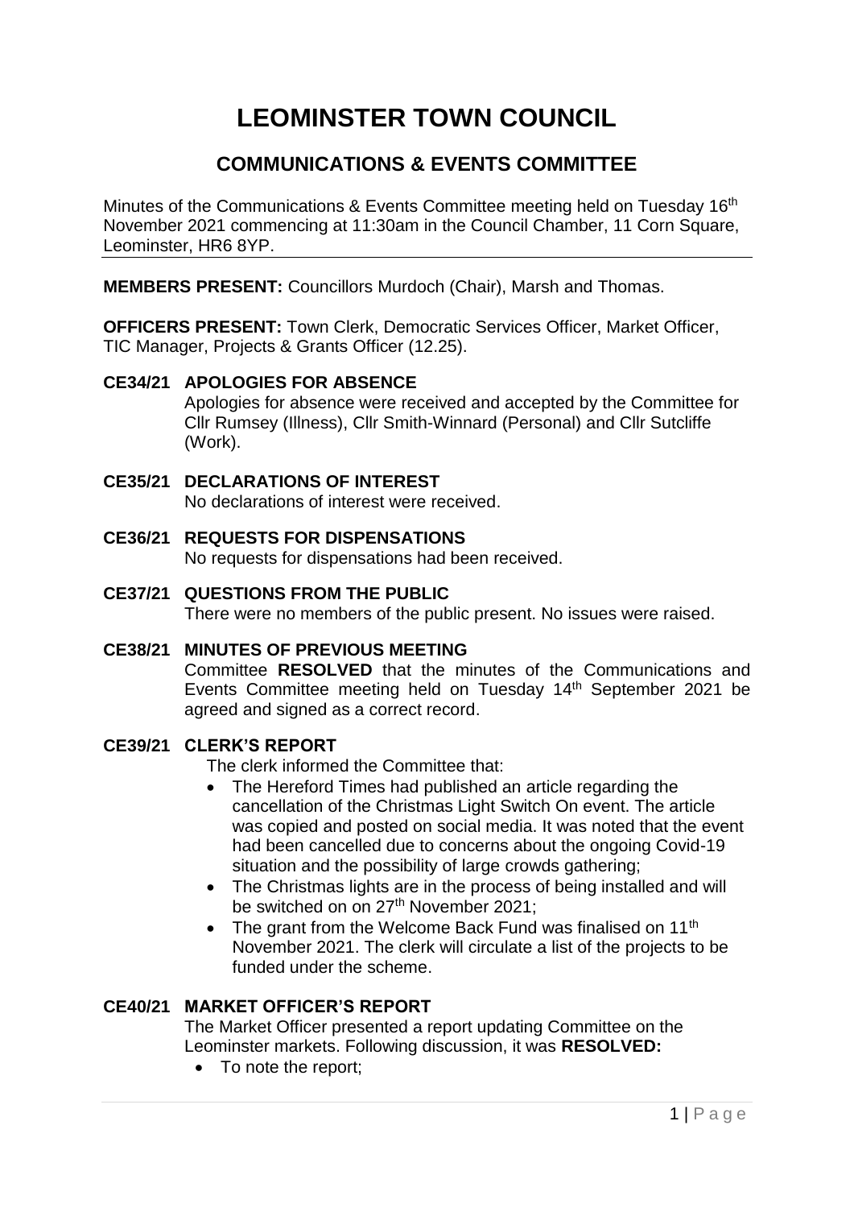# LEOMINSTER TOWN COUNCIL

## COMMUNICATIONS & EVENTS COMMITTEE

Minutes of the Communications & Events Committee meeting held on Tuesday 16th November 2021 commencing at 11:30am in the Council Chamber, 11 Corn Square, Leominster, HR6 8YP.

**MEMBERS PRESENT:** Councillors Murdoch (Chair), Marsh and Thomas.

**OFFICERS PRESENT:** Town Clerk, Democratic Services Officer, Market Officer, TIC Manager, Projects & Grants Officer (12.25).

**CE34/21 APOLOGIES FOR ABSENCE**

Apologies for absence were received and accepted by the Committee for Cllr Rumsey (Illness), Cllr Smith-Winnard (Personal) and Cllr Sutcliffe (Work).

**CE35/21 DECLARATIONS OF INTEREST**

No declarations of interest were received.

**CE36/21 REQUESTS FOR DISPENSATIONS**

No requests for dispensations had been received.

**CE37/21 QUESTIONS FROM THE PUBLIC**

There were no members of the public present. No issues were raised.

**CE38/21 MINUTES OF PREVIOUS MEETING**

Committee **RESOLVED** that the minutes of the Communications and Events Committee meeting held on Tuesday 14th September 2021 be agreed and signed as a correct record.

**CE39/21 CLERK'S REPORT**

The clerk informed the Committee that:

- The Hereford Times had published an article regarding the cancellation of the Christmas Light Switch On event. The article was copied and posted on social media. It was noted that the event had been cancelled due to concerns about the ongoing Covid-19 situation and the possibility of large crowds gathering;
- The Christmas lights are in the process of being installed and will be switched on on 27th November 2021;
- The grant from the Welcome Back Fund was finalised on 11th November 2021. The clerk will circulate a list of the projects to be funded under the scheme.

**CE40/21 MARKET OFFICER'S REPORT**

The Market Officer presented a report updating Committee on the Leominster markets. Following discussion, it was **RESOLVED:**

- To note the report;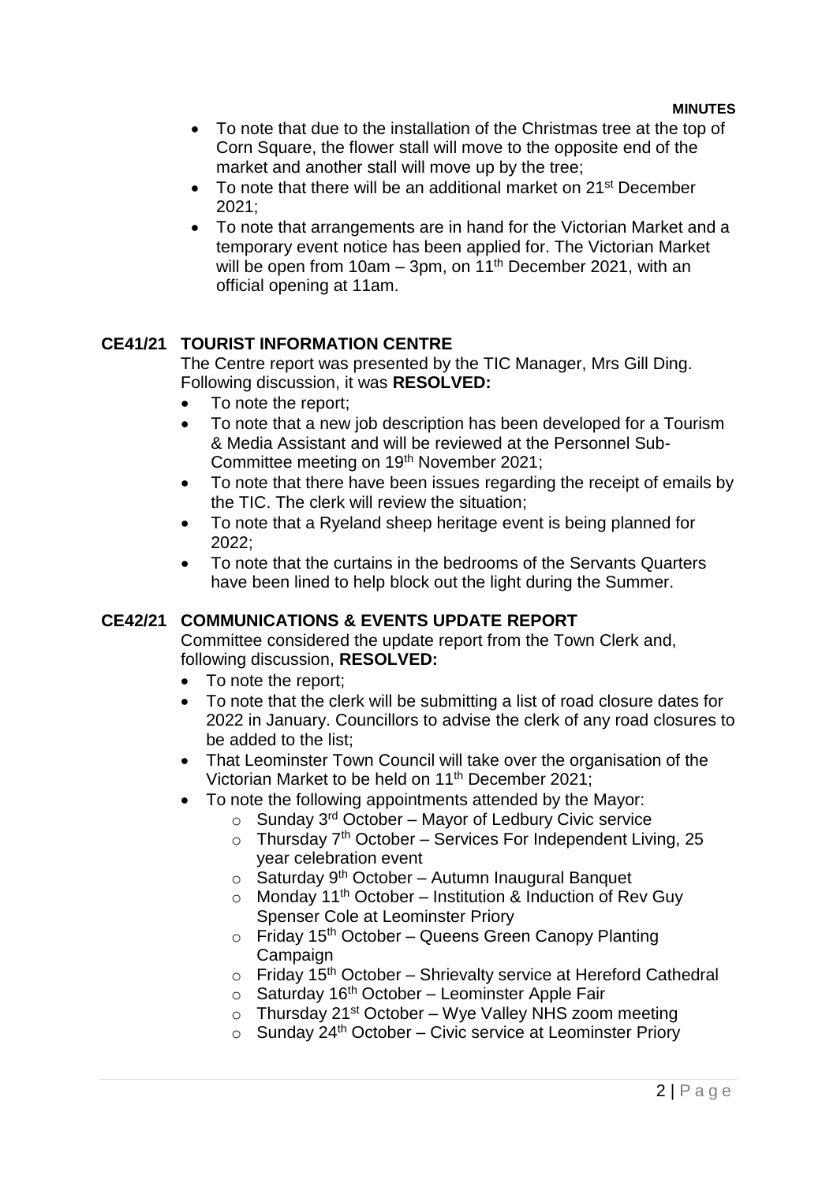- To note that due to the installation of the Christmas tree at the top of Corn Square, the flower stall will move to the opposite end of the market and another stall will move up by the tree;
- To note that there will be an additional market on 21st December 2021;
- To note that arrangements are in hand for the Victorian Market and a temporary event notice has been applied for. The Victorian Market will be open from 10am – 3pm, on 11th December 2021, with an official opening at 11am.

## CE41/21 TOURIST INFORMATION CENTRE

The Centre report was presented by the TIC Manager, Mrs Gill Ding. Following discussion, it was **RESOLVED:**

- To note the report;
- To note that a new job description has been developed for a Tourism & Media Assistant and will be reviewed at the Personnel Sub-Committee meeting on 19th November 2021;
- To note that there have been issues regarding the receipt of emails by the TIC. The clerk will review the situation;
- To note that a Ryeland sheep heritage event is being planned for 2022;
- To note that the curtains in the bedrooms of the Servants Quarters have been lined to help block out the light during the Summer.

## CE42/21 COMMUNICATIONS & EVENTS UPDATE REPORT

Committee considered the update report from the Town Clerk and, following discussion, **RESOLVED:**

- To note the report;
- To note that the clerk will be submitting a list of road closure dates for 2022 in January. Councillors to advise the clerk of any road closures to be added to the list;
- That Leominster Town Council will take over the organisation of the Victorian Market to be held on 11th December 2021;
- To note the following appointments attended by the Mayor:
  - Sunday 3rd October – Mayor of Ledbury Civic service
  - Thursday 7th October – Services For Independent Living, 25 year celebration event
  - Saturday 9th October – Autumn Inaugural Banquet
  - Monday 11th October – Institution & Induction of Rev Guy Spenser Cole at Leominster Priory
  - Friday 15th October – Queens Green Canopy Planting Campaign
  - Friday 15th October – Shrievalty service at Hereford Cathedral
  - Saturday 16th October – Leominster Apple Fair
  - Thursday 21st October – Wye Valley NHS zoom meeting
  - Sunday 24th October – Civic service at Leominster Priory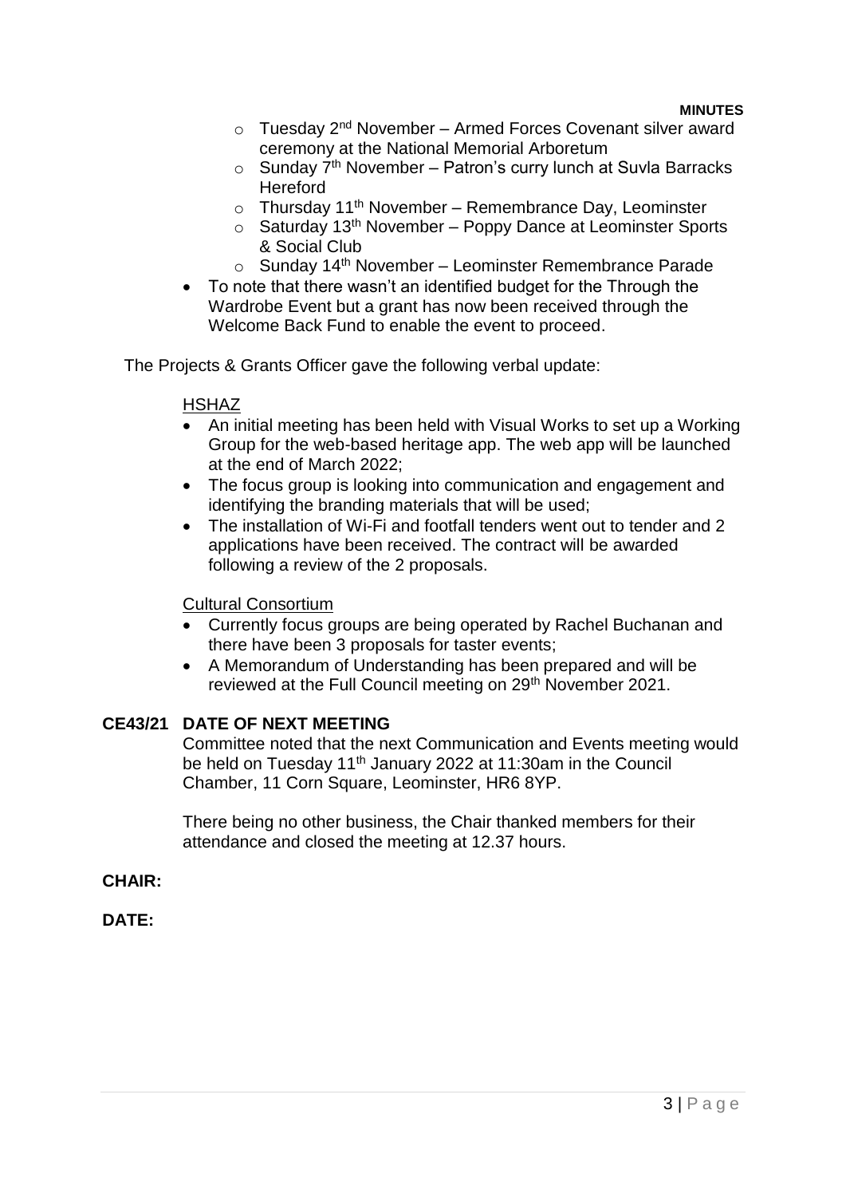- Tuesday 2nd November – Armed Forces Covenant silver award ceremony at the National Memorial Arboretum
  - Sunday 7th November – Patron's curry lunch at Suvla Barracks Hereford
  - Thursday 11th November – Remembrance Day, Leominster
  - Saturday 13th November – Poppy Dance at Leominster Sports & Social Club
  - Sunday 14th November – Leominster Remembrance Parade
- To note that there wasn't an identified budget for the Through the Wardrobe Event but a grant has now been received through the Welcome Back Fund to enable the event to proceed.

The Projects & Grants Officer gave the following verbal update:

HSHAZ

- An initial meeting has been held with Visual Works to set up a Working Group for the web-based heritage app. The web app will be launched at the end of March 2022;
- The focus group is looking into communication and engagement and identifying the branding materials that will be used;
- The installation of Wi-Fi and footfall tenders went out to tender and 2 applications have been received. The contract will be awarded following a review of the 2 proposals.

Cultural Consortium

- Currently focus groups are being operated by Rachel Buchanan and there have been 3 proposals for taster events;
- A Memorandum of Understanding has been prepared and will be reviewed at the Full Council meeting on 29th November 2021.

**CE43/21 DATE OF NEXT MEETING**

Committee noted that the next Communication and Events meeting would be held on Tuesday 11th January 2022 at 11:30am in the Council Chamber, 11 Corn Square, Leominster, HR6 8YP.

There being no other business, the Chair thanked members for their attendance and closed the meeting at 12.37 hours.

**CHAIR:**

**DATE:**